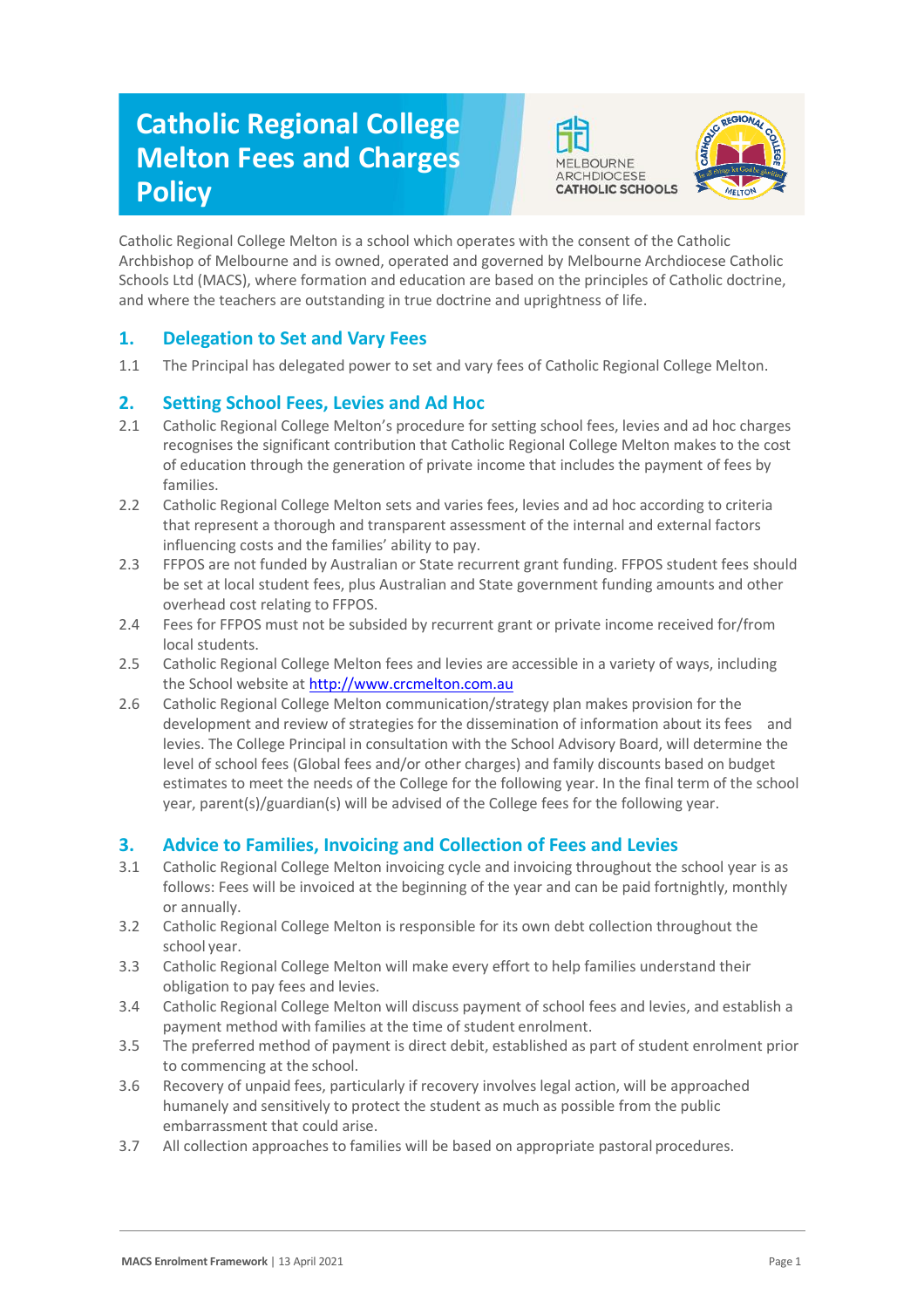# Catholic Regional College Melton Fees and Charges Policy

Catholic Regional College Melton is a school which operates with the consent of the Catholic Archbishop of Melbourne and is owned, operated and governed by Melbourne Archdiocese Catholic Schools Ltd (MACS), where formation and education are based on the principles of Catholic doctrine, and where the teachers are outstanding in true doctrine and uprightness of life.

## 1. Delegation to Set and Vary Fees

1.1 The Principal has delegated power to set and vary fees of Catholic Regional College Melton.

## 2. Setting School Fees, Levies and Ad Hoc

2.1 Catholic Regional College Melton's procedure for setting school fees, levies and ad hoc charges recognises the significant contribution that Catholic Regional College Melton makes to the cost of education through the generation of private income that includes the payment of fees by families.

2.2 Catholic Regional College Melton sets and varies fees, levies and ad hoc according to criteria that represent a thorough and transparent assessment of the internal and external factors influencing costs and the families' ability to pay.

2.3 FFPOS are not funded by Australian or State recurrent grant funding. FFPOS student fees should be set at local student fees, plus Australian and State government funding amounts and other overhead cost relating to FFPOS.

2.4 Fees for FFPOS must not be subsided by recurrent grant or private income received for/from local students.

2.5 Catholic Regional College Melton fees and levies are accessible in a variety of ways, including the School website at http://www.crcmelton.com.au

2.6 Catholic Regional College Melton communication/strategy plan makes provision for the development and review of strategies for the dissemination of information about its fees and levies. The College Principal in consultation with the School Advisory Board, will determine the level of school fees (Global fees and/or other charges) and family discounts based on budget estimates to meet the needs of the College for the following year. In the final term of the school year, parent(s)/guardian(s) will be advised of the College fees for the following year.

## 3. Advice to Families, Invoicing and Collection of Fees and Levies

3.1 Catholic Regional College Melton invoicing cycle and invoicing throughout the school year is as follows: Fees will be invoiced at the beginning of the year and can be paid fortnightly, monthly or annually.

3.2 Catholic Regional College Melton is responsible for its own debt collection throughout the school year.

3.3 Catholic Regional College Melton will make every effort to help families understand their obligation to pay fees and levies.

3.4 Catholic Regional College Melton will discuss payment of school fees and levies, and establish a payment method with families at the time of student enrolment.

3.5 The preferred method of payment is direct debit, established as part of student enrolment prior to commencing at the school.

3.6 Recovery of unpaid fees, particularly if recovery involves legal action, will be approached humanely and sensitively to protect the student as much as possible from the public embarrassment that could arise.

3.7 All collection approaches to families will be based on appropriate pastoral procedures.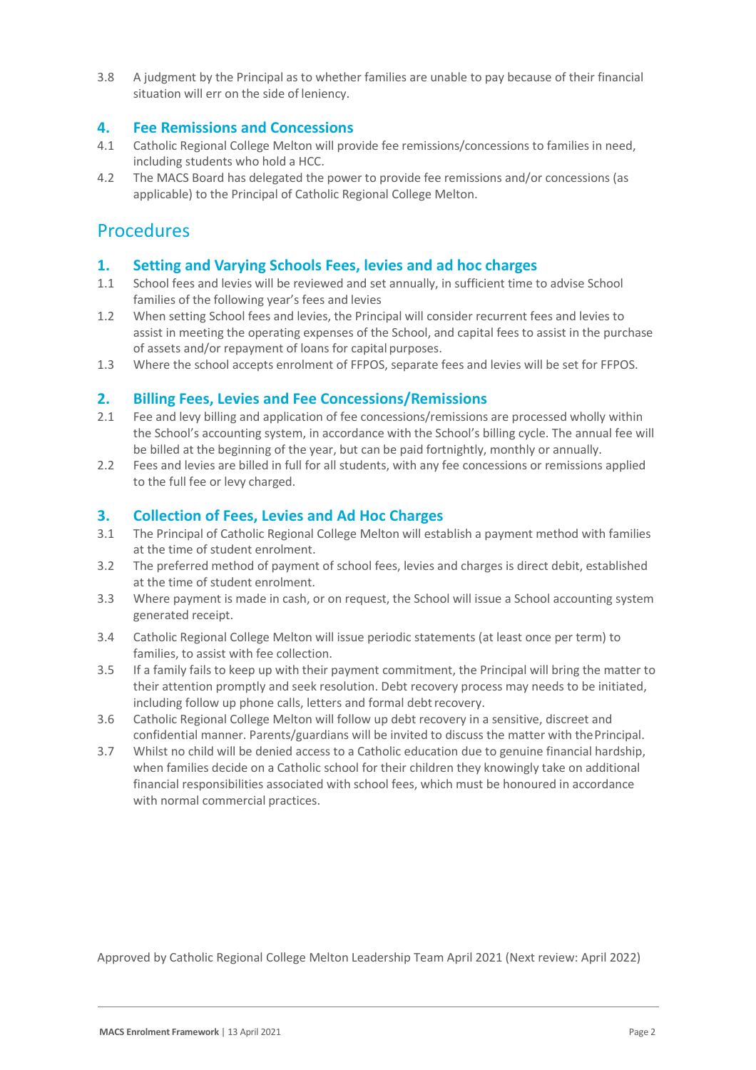3.8 A judgment by the Principal as to whether families are unable to pay because of their financial situation will err on the side of leniency.

### 4. Fee Remissions and Concessions

4.1 Catholic Regional College Melton will provide fee remissions/concessions to families in need, including students who hold a HCC.

4.2 The MACS Board has delegated the power to provide fee remissions and/or concessions (as applicable) to the Principal of Catholic Regional College Melton.

## Procedures

### 1. Setting and Varying Schools Fees, levies and ad hoc charges

1.1 School fees and levies will be reviewed and set annually, in sufficient time to advise School families of the following year's fees and levies

1.2 When setting School fees and levies, the Principal will consider recurrent fees and levies to assist in meeting the operating expenses of the School, and capital fees to assist in the purchase of assets and/or repayment of loans for capital purposes.

1.3 Where the school accepts enrolment of FFPOS, separate fees and levies will be set for FFPOS.

### 2. Billing Fees, Levies and Fee Concessions/Remissions

2.1 Fee and levy billing and application of fee concessions/remissions are processed wholly within the School's accounting system, in accordance with the School's billing cycle. The annual fee will be billed at the beginning of the year, but can be paid fortnightly, monthly or annually.

2.2 Fees and levies are billed in full for all students, with any fee concessions or remissions applied to the full fee or levy charged.

### 3. Collection of Fees, Levies and Ad Hoc Charges

3.1 The Principal of Catholic Regional College Melton will establish a payment method with families at the time of student enrolment.

3.2 The preferred method of payment of school fees, levies and charges is direct debit, established at the time of student enrolment.

3.3 Where payment is made in cash, or on request, the School will issue a School accounting system generated receipt.

3.4 Catholic Regional College Melton will issue periodic statements (at least once per term) to families, to assist with fee collection.

3.5 If a family fails to keep up with their payment commitment, the Principal will bring the matter to their attention promptly and seek resolution. Debt recovery process may needs to be initiated, including follow up phone calls, letters and formal debt recovery.

3.6 Catholic Regional College Melton will follow up debt recovery in a sensitive, discreet and confidential manner. Parents/guardians will be invited to discuss the matter with the Principal.

3.7 Whilst no child will be denied access to a Catholic education due to genuine financial hardship, when families decide on a Catholic school for their children they knowingly take on additional financial responsibilities associated with school fees, which must be honoured in accordance with normal commercial practices.

Approved by Catholic Regional College Melton Leadership Team April 2021 (Next review: April 2022)